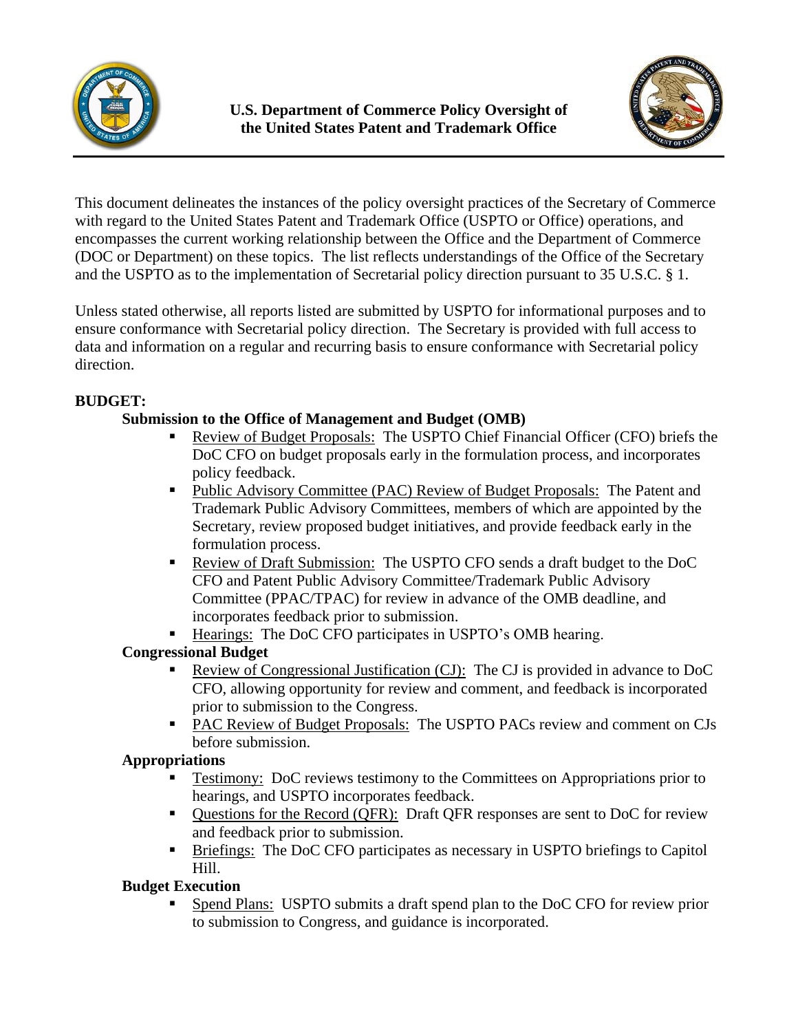# U.S. Department of Commerce Policy Oversight of the United States Patent and Trademark Office

This document delineates the instances of the policy oversight practices of the Secretary of Commerce with regard to the United States Patent and Trademark Office (USPTO or Office) operations, and encompasses the current working relationship between the Office and the Department of Commerce (DOC or Department) on these topics. The list reflects understandings of the Office of the Secretary and the USPTO as to the implementation of Secretarial policy direction pursuant to 35 U.S.C. § 1.

Unless stated otherwise, all reports listed are submitted by USPTO for informational purposes and to ensure conformance with Secretarial policy direction. The Secretary is provided with full access to data and information on a regular and recurring basis to ensure conformance with Secretarial policy direction.

## BUDGET:

### Submission to the Office of Management and Budget (OMB)

- Review of Budget Proposals: The USPTO Chief Financial Officer (CFO) briefs the DoC CFO on budget proposals early in the formulation process, and incorporates policy feedback.
- Public Advisory Committee (PAC) Review of Budget Proposals: The Patent and Trademark Public Advisory Committees, members of which are appointed by the Secretary, review proposed budget initiatives, and provide feedback early in the formulation process.
- Review of Draft Submission: The USPTO CFO sends a draft budget to the DoC CFO and Patent Public Advisory Committee/Trademark Public Advisory Committee (PPAC/TPAC) for review in advance of the OMB deadline, and incorporates feedback prior to submission.
- Hearings: The DoC CFO participates in USPTO's OMB hearing.

### Congressional Budget

- Review of Congressional Justification (CJ): The CJ is provided in advance to DoC CFO, allowing opportunity for review and comment, and feedback is incorporated prior to submission to the Congress.
- PAC Review of Budget Proposals: The USPTO PACs review and comment on CJs before submission.

### Appropriations

- Testimony: DoC reviews testimony to the Committees on Appropriations prior to hearings, and USPTO incorporates feedback.
- Questions for the Record (QFR): Draft QFR responses are sent to DoC for review and feedback prior to submission.
- Briefings: The DoC CFO participates as necessary in USPTO briefings to Capitol Hill.

### Budget Execution

- Spend Plans: USPTO submits a draft spend plan to the DoC CFO for review prior to submission to Congress, and guidance is incorporated.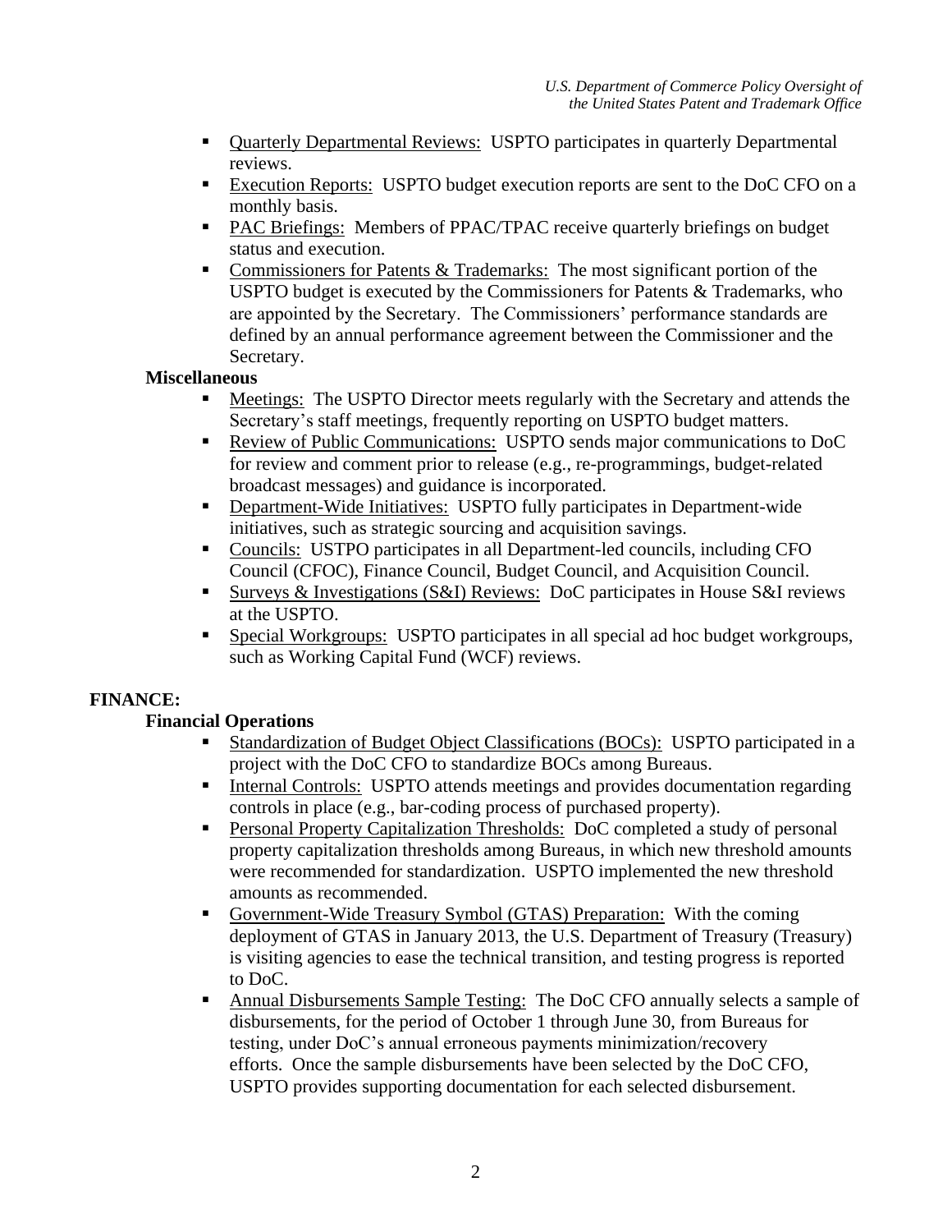- Quarterly Departmental Reviews: USPTO participates in quarterly Departmental reviews.
- Execution Reports: USPTO budget execution reports are sent to the DoC CFO on a monthly basis.
- PAC Briefings: Members of PPAC/TPAC receive quarterly briefings on budget status and execution.
- Commissioners for Patents & Trademarks: The most significant portion of the USPTO budget is executed by the Commissioners for Patents & Trademarks, who are appointed by the Secretary. The Commissioners' performance standards are defined by an annual performance agreement between the Commissioner and the Secretary.

**Miscellaneous**

- Meetings: The USPTO Director meets regularly with the Secretary and attends the Secretary's staff meetings, frequently reporting on USPTO budget matters.
- Review of Public Communications: USPTO sends major communications to DoC for review and comment prior to release (e.g., re-programmings, budget-related broadcast messages) and guidance is incorporated.
- Department-Wide Initiatives: USPTO fully participates in Department-wide initiatives, such as strategic sourcing and acquisition savings.
- Councils: USTPO participates in all Department-led councils, including CFO Council (CFOC), Finance Council, Budget Council, and Acquisition Council.
- Surveys & Investigations (S&I) Reviews: DoC participates in House S&I reviews at the USPTO.
- Special Workgroups: USPTO participates in all special ad hoc budget workgroups, such as Working Capital Fund (WCF) reviews.

## FINANCE:

**Financial Operations**

- Standardization of Budget Object Classifications (BOCs): USPTO participated in a project with the DoC CFO to standardize BOCs among Bureaus.
- Internal Controls: USPTO attends meetings and provides documentation regarding controls in place (e.g., bar-coding process of purchased property).
- Personal Property Capitalization Thresholds: DoC completed a study of personal property capitalization thresholds among Bureaus, in which new threshold amounts were recommended for standardization. USPTO implemented the new threshold amounts as recommended.
- Government-Wide Treasury Symbol (GTAS) Preparation: With the coming deployment of GTAS in January 2013, the U.S. Department of Treasury (Treasury) is visiting agencies to ease the technical transition, and testing progress is reported to DoC.
- Annual Disbursements Sample Testing: The DoC CFO annually selects a sample of disbursements, for the period of October 1 through June 30, from Bureaus for testing, under DoC's annual erroneous payments minimization/recovery efforts. Once the sample disbursements have been selected by the DoC CFO, USPTO provides supporting documentation for each selected disbursement.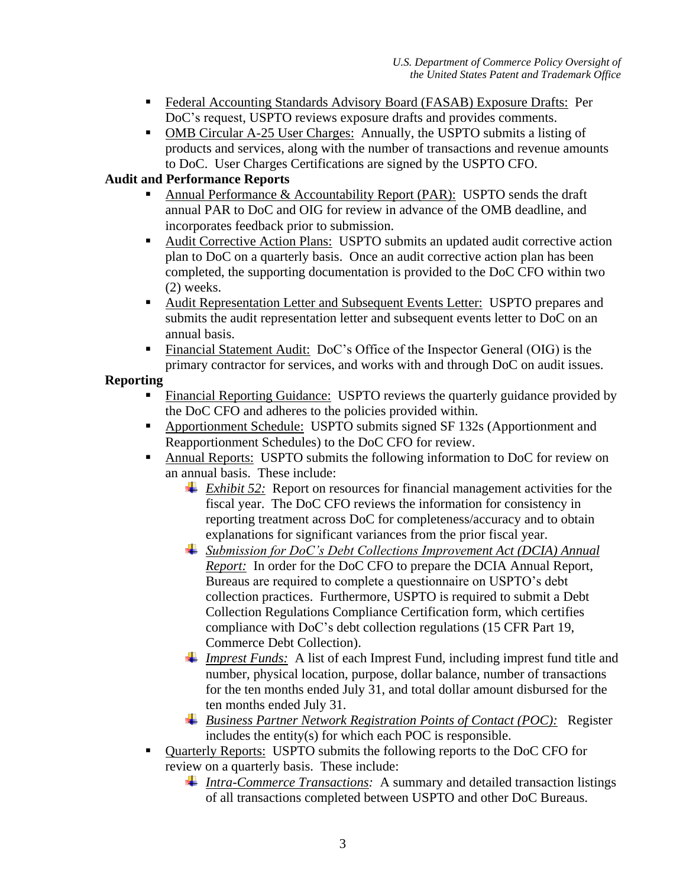- Federal Accounting Standards Advisory Board (FASAB) Exposure Drafts: Per DoC's request, USPTO reviews exposure drafts and provides comments.
- OMB Circular A-25 User Charges: Annually, the USPTO submits a listing of products and services, along with the number of transactions and revenue amounts to DoC. User Charges Certifications are signed by the USPTO CFO.

**Audit and Performance Reports**

- Annual Performance & Accountability Report (PAR): USPTO sends the draft annual PAR to DoC and OIG for review in advance of the OMB deadline, and incorporates feedback prior to submission.
- Audit Corrective Action Plans: USPTO submits an updated audit corrective action plan to DoC on a quarterly basis. Once an audit corrective action plan has been completed, the supporting documentation is provided to the DoC CFO within two (2) weeks.
- Audit Representation Letter and Subsequent Events Letter: USPTO prepares and submits the audit representation letter and subsequent events letter to DoC on an annual basis.
- Financial Statement Audit: DoC's Office of the Inspector General (OIG) is the primary contractor for services, and works with and through DoC on audit issues.

**Reporting**

- Financial Reporting Guidance: USPTO reviews the quarterly guidance provided by the DoC CFO and adheres to the policies provided within.
- Apportionment Schedule: USPTO submits signed SF 132s (Apportionment and Reapportionment Schedules) to the DoC CFO for review.
- Annual Reports: USPTO submits the following information to DoC for review on an annual basis. These include:
  - *Exhibit 52:* Report on resources for financial management activities for the fiscal year. The DoC CFO reviews the information for consistency in reporting treatment across DoC for completeness/accuracy and to obtain explanations for significant variances from the prior fiscal year.
  - *Submission for DoC's Debt Collections Improvement Act (DCIA) Annual Report:* In order for the DoC CFO to prepare the DCIA Annual Report, Bureaus are required to complete a questionnaire on USPTO's debt collection practices. Furthermore, USPTO is required to submit a Debt Collection Regulations Compliance Certification form, which certifies compliance with DoC's debt collection regulations (15 CFR Part 19, Commerce Debt Collection).
  - *Imprest Funds:* A list of each Imprest Fund, including imprest fund title and number, physical location, purpose, dollar balance, number of transactions for the ten months ended July 31, and total dollar amount disbursed for the ten months ended July 31.
  - *Business Partner Network Registration Points of Contact (POC):* Register includes the entity(s) for which each POC is responsible.
- Quarterly Reports: USPTO submits the following reports to the DoC CFO for review on a quarterly basis. These include:
  - *Intra-Commerce Transactions:* A summary and detailed transaction listings of all transactions completed between USPTO and other DoC Bureaus.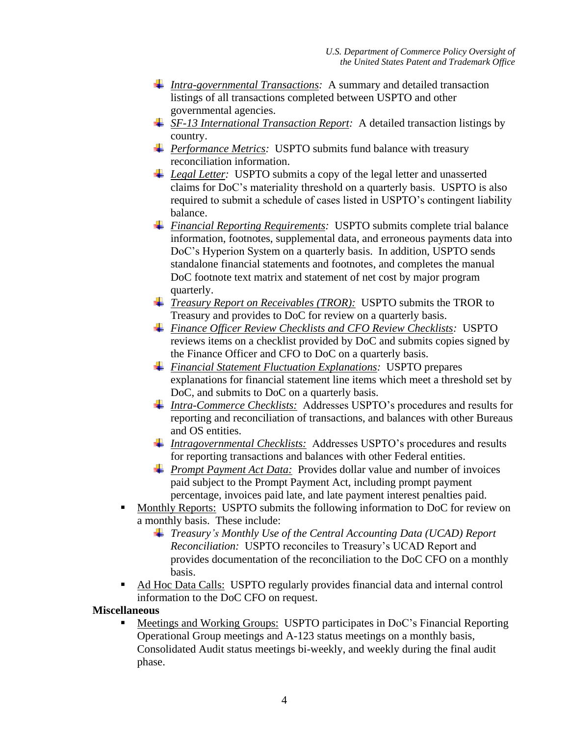- *Intra-governmental Transactions:* A summary and detailed transaction listings of all transactions completed between USPTO and other governmental agencies.
- *SF-13 International Transaction Report:* A detailed transaction listings by country.
- *Performance Metrics:* USPTO submits fund balance with treasury reconciliation information.
- *Legal Letter:* USPTO submits a copy of the legal letter and unasserted claims for DoC's materiality threshold on a quarterly basis. USPTO is also required to submit a schedule of cases listed in USPTO's contingent liability balance.
- *Financial Reporting Requirements:* USPTO submits complete trial balance information, footnotes, supplemental data, and erroneous payments data into DoC's Hyperion System on a quarterly basis. In addition, USPTO sends standalone financial statements and footnotes, and completes the manual DoC footnote text matrix and statement of net cost by major program quarterly.
- *Treasury Report on Receivables (TROR):* USPTO submits the TROR to Treasury and provides to DoC for review on a quarterly basis.
- *Finance Officer Review Checklists and CFO Review Checklists:* USPTO reviews items on a checklist provided by DoC and submits copies signed by the Finance Officer and CFO to DoC on a quarterly basis.
- *Financial Statement Fluctuation Explanations:* USPTO prepares explanations for financial statement line items which meet a threshold set by DoC, and submits to DoC on a quarterly basis.
- *Intra-Commerce Checklists:* Addresses USPTO's procedures and results for reporting and reconciliation of transactions, and balances with other Bureaus and OS entities.
- *Intragovernmental Checklists:* Addresses USPTO's procedures and results for reporting transactions and balances with other Federal entities.
- *Prompt Payment Act Data:* Provides dollar value and number of invoices paid subject to the Prompt Payment Act, including prompt payment percentage, invoices paid late, and late payment interest penalties paid.

- Monthly Reports: USPTO submits the following information to DoC for review on a monthly basis. These include:
  - *Treasury's Monthly Use of the Central Accounting Data (UCAD) Report Reconciliation:* USPTO reconciles to Treasury's UCAD Report and provides documentation of the reconciliation to the DoC CFO on a monthly basis.
- Ad Hoc Data Calls: USPTO regularly provides financial data and internal control information to the DoC CFO on request.

**Miscellaneous**

- Meetings and Working Groups: USPTO participates in DoC's Financial Reporting Operational Group meetings and A-123 status meetings on a monthly basis, Consolidated Audit status meetings bi-weekly, and weekly during the final audit phase.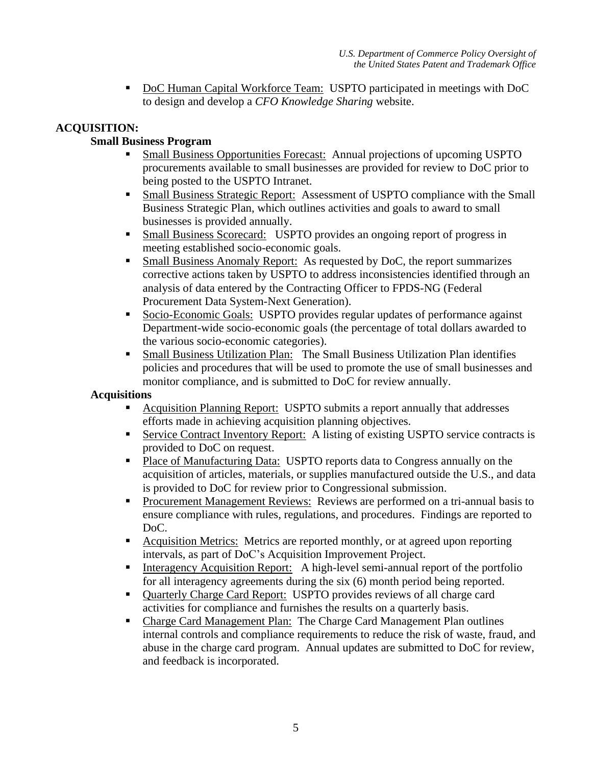- DoC Human Capital Workforce Team: USPTO participated in meetings with DoC to design and develop a *CFO Knowledge Sharing* website.

## ACQUISITION:

### Small Business Program

- Small Business Opportunities Forecast: Annual projections of upcoming USPTO procurements available to small businesses are provided for review to DoC prior to being posted to the USPTO Intranet.
- Small Business Strategic Report: Assessment of USPTO compliance with the Small Business Strategic Plan, which outlines activities and goals to award to small businesses is provided annually.
- Small Business Scorecard: USPTO provides an ongoing report of progress in meeting established socio-economic goals.
- Small Business Anomaly Report: As requested by DoC, the report summarizes corrective actions taken by USPTO to address inconsistencies identified through an analysis of data entered by the Contracting Officer to FPDS-NG (Federal Procurement Data System-Next Generation).
- Socio-Economic Goals: USPTO provides regular updates of performance against Department-wide socio-economic goals (the percentage of total dollars awarded to the various socio-economic categories).
- Small Business Utilization Plan: The Small Business Utilization Plan identifies policies and procedures that will be used to promote the use of small businesses and monitor compliance, and is submitted to DoC for review annually.

### Acquisitions

- Acquisition Planning Report: USPTO submits a report annually that addresses efforts made in achieving acquisition planning objectives.
- Service Contract Inventory Report: A listing of existing USPTO service contracts is provided to DoC on request.
- Place of Manufacturing Data: USPTO reports data to Congress annually on the acquisition of articles, materials, or supplies manufactured outside the U.S., and data is provided to DoC for review prior to Congressional submission.
- Procurement Management Reviews: Reviews are performed on a tri-annual basis to ensure compliance with rules, regulations, and procedures. Findings are reported to DoC.
- Acquisition Metrics: Metrics are reported monthly, or at agreed upon reporting intervals, as part of DoC's Acquisition Improvement Project.
- Interagency Acquisition Report: A high-level semi-annual report of the portfolio for all interagency agreements during the six (6) month period being reported.
- Quarterly Charge Card Report: USPTO provides reviews of all charge card activities for compliance and furnishes the results on a quarterly basis.
- Charge Card Management Plan: The Charge Card Management Plan outlines internal controls and compliance requirements to reduce the risk of waste, fraud, and abuse in the charge card program. Annual updates are submitted to DoC for review, and feedback is incorporated.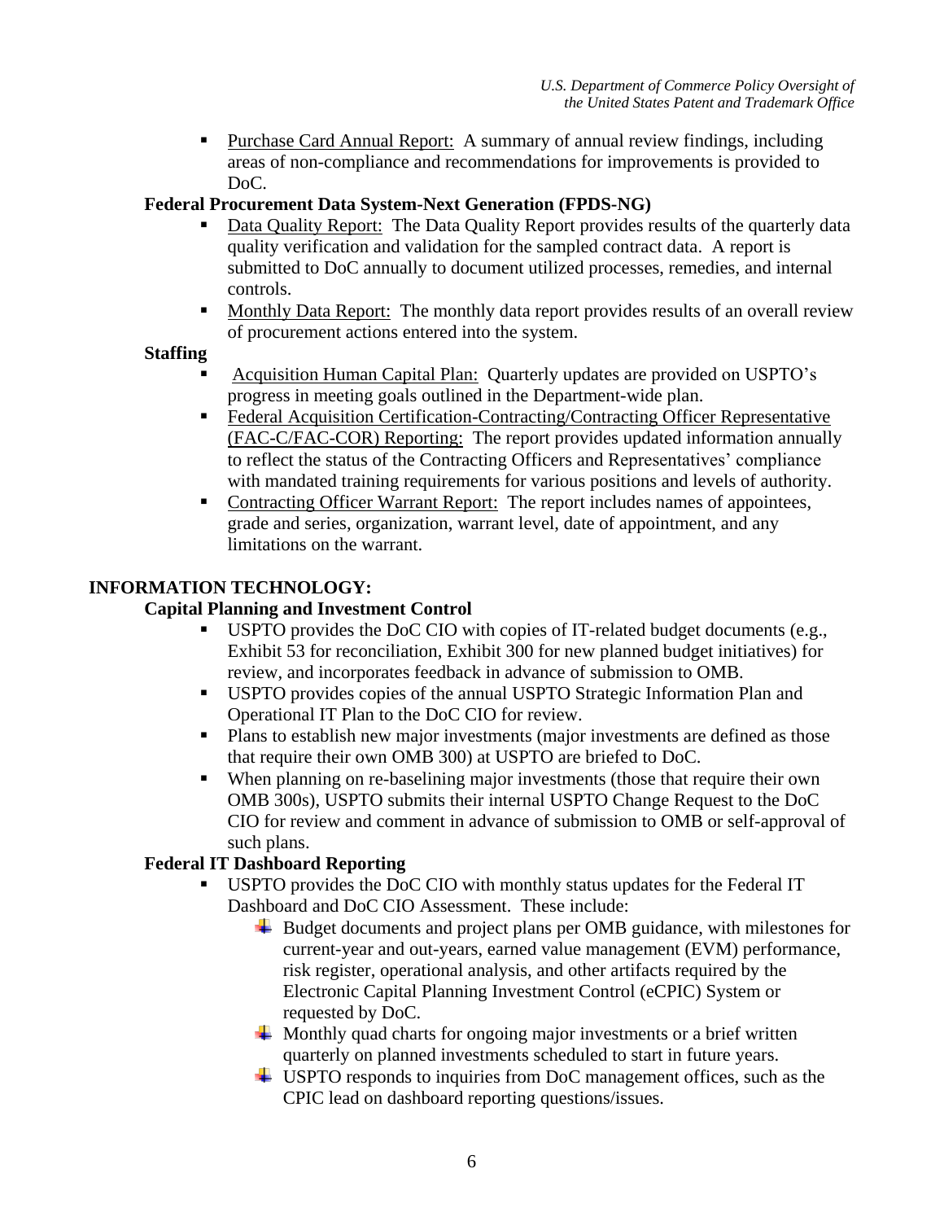- Purchase Card Annual Report: A summary of annual review findings, including areas of non-compliance and recommendations for improvements is provided to DoC.

**Federal Procurement Data System-Next Generation (FPDS-NG)**

- Data Quality Report: The Data Quality Report provides results of the quarterly data quality verification and validation for the sampled contract data. A report is submitted to DoC annually to document utilized processes, remedies, and internal controls.
- Monthly Data Report: The monthly data report provides results of an overall review of procurement actions entered into the system.

**Staffing**

- Acquisition Human Capital Plan: Quarterly updates are provided on USPTO's progress in meeting goals outlined in the Department-wide plan.
- Federal Acquisition Certification-Contracting/Contracting Officer Representative (FAC-C/FAC-COR) Reporting: The report provides updated information annually to reflect the status of the Contracting Officers and Representatives' compliance with mandated training requirements for various positions and levels of authority.
- Contracting Officer Warrant Report: The report includes names of appointees, grade and series, organization, warrant level, date of appointment, and any limitations on the warrant.

## INFORMATION TECHNOLOGY:

**Capital Planning and Investment Control**

- USPTO provides the DoC CIO with copies of IT-related budget documents (e.g., Exhibit 53 for reconciliation, Exhibit 300 for new planned budget initiatives) for review, and incorporates feedback in advance of submission to OMB.
- USPTO provides copies of the annual USPTO Strategic Information Plan and Operational IT Plan to the DoC CIO for review.
- Plans to establish new major investments (major investments are defined as those that require their own OMB 300) at USPTO are briefed to DoC.
- When planning on re-baselining major investments (those that require their own OMB 300s), USPTO submits their internal USPTO Change Request to the DoC CIO for review and comment in advance of submission to OMB or self-approval of such plans.

**Federal IT Dashboard Reporting**

- USPTO provides the DoC CIO with monthly status updates for the Federal IT Dashboard and DoC CIO Assessment. These include:
  - Budget documents and project plans per OMB guidance, with milestones for current-year and out-years, earned value management (EVM) performance, risk register, operational analysis, and other artifacts required by the Electronic Capital Planning Investment Control (eCPIC) System or requested by DoC.
  - Monthly quad charts for ongoing major investments or a brief written quarterly on planned investments scheduled to start in future years.
  - USPTO responds to inquiries from DoC management offices, such as the CPIC lead on dashboard reporting questions/issues.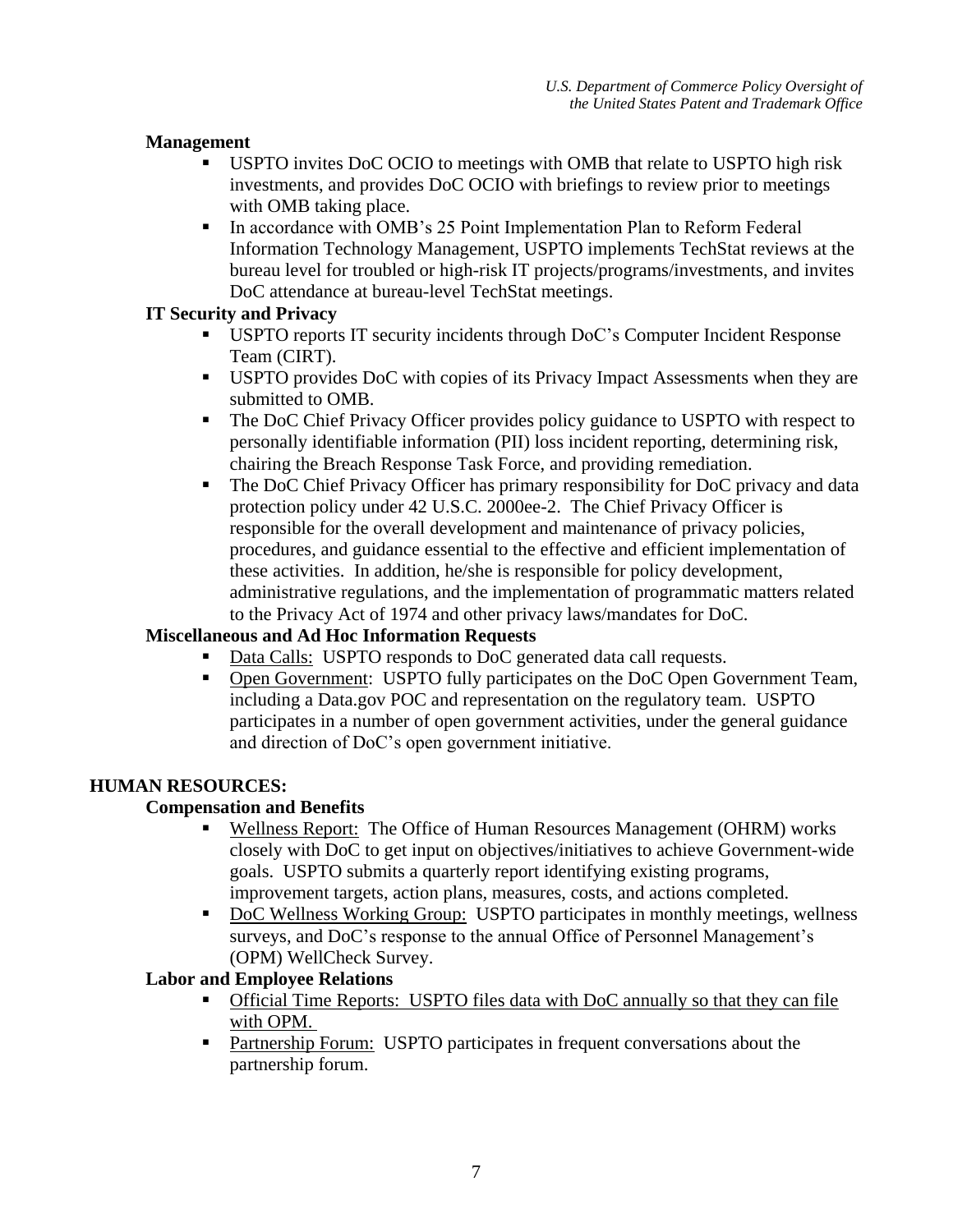**Management**

- USPTO invites DoC OCIO to meetings with OMB that relate to USPTO high risk investments, and provides DoC OCIO with briefings to review prior to meetings with OMB taking place.
- In accordance with OMB's 25 Point Implementation Plan to Reform Federal Information Technology Management, USPTO implements TechStat reviews at the bureau level for troubled or high-risk IT projects/programs/investments, and invites DoC attendance at bureau-level TechStat meetings.

**IT Security and Privacy**

- USPTO reports IT security incidents through DoC's Computer Incident Response Team (CIRT).
- USPTO provides DoC with copies of its Privacy Impact Assessments when they are submitted to OMB.
- The DoC Chief Privacy Officer provides policy guidance to USPTO with respect to personally identifiable information (PII) loss incident reporting, determining risk, chairing the Breach Response Task Force, and providing remediation.
- The DoC Chief Privacy Officer has primary responsibility for DoC privacy and data protection policy under 42 U.S.C. 2000ee-2. The Chief Privacy Officer is responsible for the overall development and maintenance of privacy policies, procedures, and guidance essential to the effective and efficient implementation of these activities. In addition, he/she is responsible for policy development, administrative regulations, and the implementation of programmatic matters related to the Privacy Act of 1974 and other privacy laws/mandates for DoC.

**Miscellaneous and Ad Hoc Information Requests**

- <u>Data Calls:</u> USPTO responds to DoC generated data call requests.
- <u>Open Government</u>: USPTO fully participates on the DoC Open Government Team, including a Data.gov POC and representation on the regulatory team. USPTO participates in a number of open government activities, under the general guidance and direction of DoC's open government initiative.

**HUMAN RESOURCES:**

**Compensation and Benefits**

- <u>Wellness Report:</u> The Office of Human Resources Management (OHRM) works closely with DoC to get input on objectives/initiatives to achieve Government-wide goals. USPTO submits a quarterly report identifying existing programs, improvement targets, action plans, measures, costs, and actions completed.
- <u>DoC Wellness Working Group:</u> USPTO participates in monthly meetings, wellness surveys, and DoC's response to the annual Office of Personnel Management's (OPM) WellCheck Survey.

**Labor and Employee Relations**

- <u>Official Time Reports: USPTO files data with DoC annually so that they can file with OPM.</u>
- <u>Partnership Forum:</u> USPTO participates in frequent conversations about the partnership forum.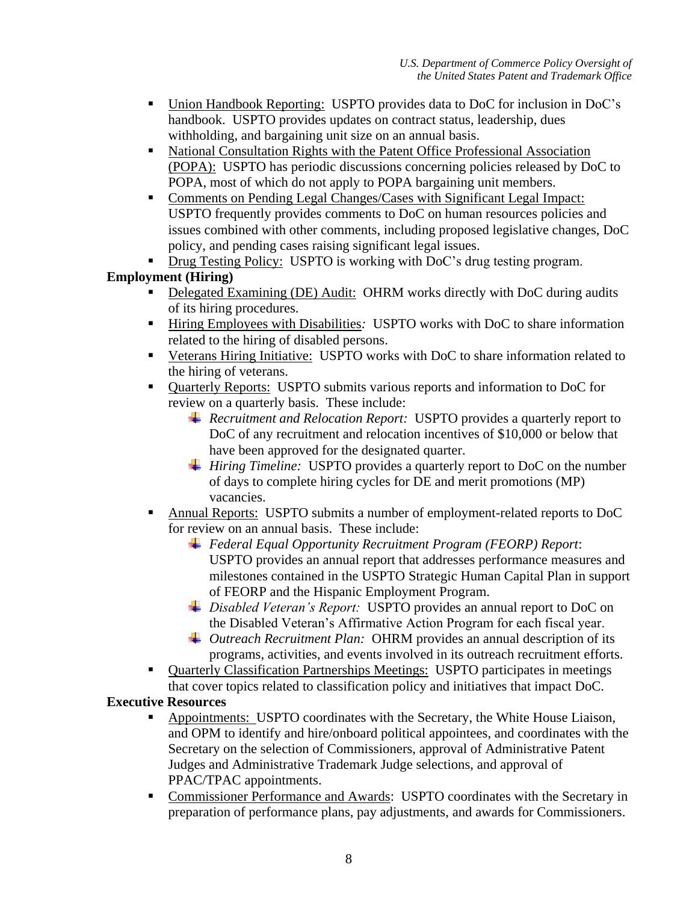- Union Handbook Reporting: USPTO provides data to DoC for inclusion in DoC's handbook. USPTO provides updates on contract status, leadership, dues withholding, and bargaining unit size on an annual basis.
- National Consultation Rights with the Patent Office Professional Association (POPA): USPTO has periodic discussions concerning policies released by DoC to POPA, most of which do not apply to POPA bargaining unit members.
- Comments on Pending Legal Changes/Cases with Significant Legal Impact: USPTO frequently provides comments to DoC on human resources policies and issues combined with other comments, including proposed legislative changes, DoC policy, and pending cases raising significant legal issues.
- Drug Testing Policy: USPTO is working with DoC's drug testing program.

**Employment (Hiring)**

- Delegated Examining (DE) Audit: OHRM works directly with DoC during audits of its hiring procedures.
- Hiring Employees with Disabilities*:* USPTO works with DoC to share information related to the hiring of disabled persons.
- Veterans Hiring Initiative: USPTO works with DoC to share information related to the hiring of veterans.
- Quarterly Reports: USPTO submits various reports and information to DoC for review on a quarterly basis. These include:
  - *Recruitment and Relocation Report:* USPTO provides a quarterly report to DoC of any recruitment and relocation incentives of $10,000 or below that have been approved for the designated quarter.
  - *Hiring Timeline:* USPTO provides a quarterly report to DoC on the number of days to complete hiring cycles for DE and merit promotions (MP) vacancies.
- Annual Reports: USPTO submits a number of employment-related reports to DoC for review on an annual basis. These include:
  - *Federal Equal Opportunity Recruitment Program (FEORP) Report*: USPTO provides an annual report that addresses performance measures and milestones contained in the USPTO Strategic Human Capital Plan in support of FEORP and the Hispanic Employment Program.
  - *Disabled Veteran's Report:* USPTO provides an annual report to DoC on the Disabled Veteran's Affirmative Action Program for each fiscal year.
  - *Outreach Recruitment Plan:* OHRM provides an annual description of its programs, activities, and events involved in its outreach recruitment efforts.
- Quarterly Classification Partnerships Meetings: USPTO participates in meetings that cover topics related to classification policy and initiatives that impact DoC.

**Executive Resources**

- Appointments: USPTO coordinates with the Secretary, the White House Liaison, and OPM to identify and hire/onboard political appointees, and coordinates with the Secretary on the selection of Commissioners, approval of Administrative Patent Judges and Administrative Trademark Judge selections, and approval of PPAC/TPAC appointments.
- Commissioner Performance and Awards: USPTO coordinates with the Secretary in preparation of performance plans, pay adjustments, and awards for Commissioners.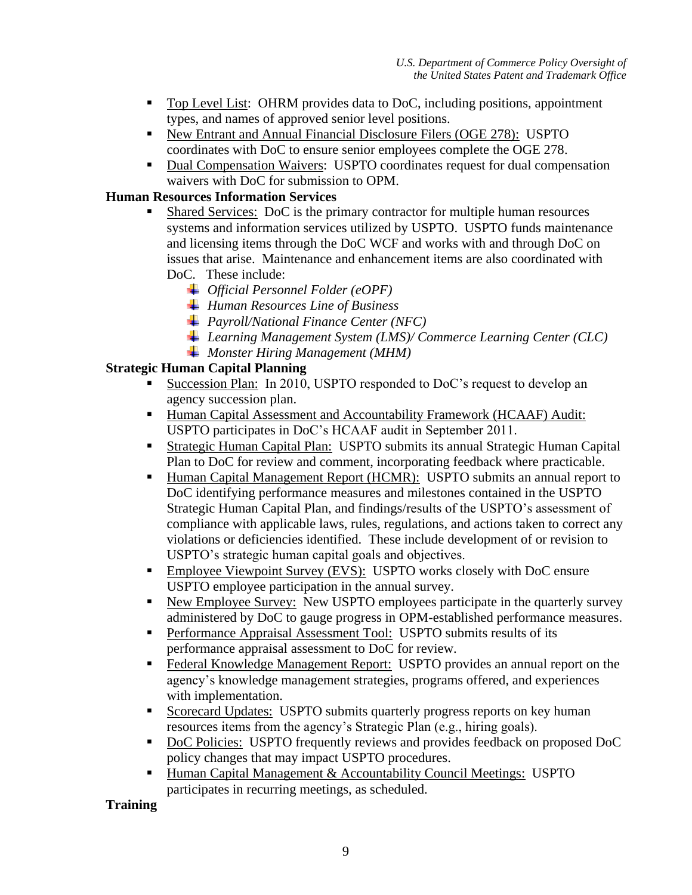- <u>Top Level List</u>: OHRM provides data to DoC, including positions, appointment types, and names of approved senior level positions.
- <u>New Entrant and Annual Financial Disclosure Filers (OGE 278):</u> USPTO coordinates with DoC to ensure senior employees complete the OGE 278.
- <u>Dual Compensation Waivers</u>: USPTO coordinates request for dual compensation waivers with DoC for submission to OPM.

**Human Resources Information Services**

- <u>Shared Services:</u> DoC is the primary contractor for multiple human resources systems and information services utilized by USPTO. USPTO funds maintenance and licensing items through the DoC WCF and works with and through DoC on issues that arise. Maintenance and enhancement items are also coordinated with DoC. These include:
  - *Official Personnel Folder (eOPF)*
  - *Human Resources Line of Business*
  - *Payroll/National Finance Center (NFC)*
  - *Learning Management System (LMS)/ Commerce Learning Center (CLC)*
  - *Monster Hiring Management (MHM)*

**Strategic Human Capital Planning**

- <u>Succession Plan:</u> In 2010, USPTO responded to DoC's request to develop an agency succession plan.
- <u>Human Capital Assessment and Accountability Framework (HCAAF) Audit:</u> USPTO participates in DoC's HCAAF audit in September 2011.
- <u>Strategic Human Capital Plan:</u> USPTO submits its annual Strategic Human Capital Plan to DoC for review and comment, incorporating feedback where practicable.
- <u>Human Capital Management Report (HCMR):</u> USPTO submits an annual report to DoC identifying performance measures and milestones contained in the USPTO Strategic Human Capital Plan, and findings/results of the USPTO's assessment of compliance with applicable laws, rules, regulations, and actions taken to correct any violations or deficiencies identified. These include development of or revision to USPTO's strategic human capital goals and objectives.
- <u>Employee Viewpoint Survey (EVS):</u> USPTO works closely with DoC ensure USPTO employee participation in the annual survey.
- <u>New Employee Survey:</u> New USPTO employees participate in the quarterly survey administered by DoC to gauge progress in OPM-established performance measures.
- <u>Performance Appraisal Assessment Tool:</u> USPTO submits results of its performance appraisal assessment to DoC for review.
- <u>Federal Knowledge Management Report:</u> USPTO provides an annual report on the agency's knowledge management strategies, programs offered, and experiences with implementation.
- <u>Scorecard Updates:</u> USPTO submits quarterly progress reports on key human resources items from the agency's Strategic Plan (e.g., hiring goals).
- <u>DoC Policies:</u> USPTO frequently reviews and provides feedback on proposed DoC policy changes that may impact USPTO procedures.
- <u>Human Capital Management & Accountability Council Meetings:</u> USPTO participates in recurring meetings, as scheduled.

**Training**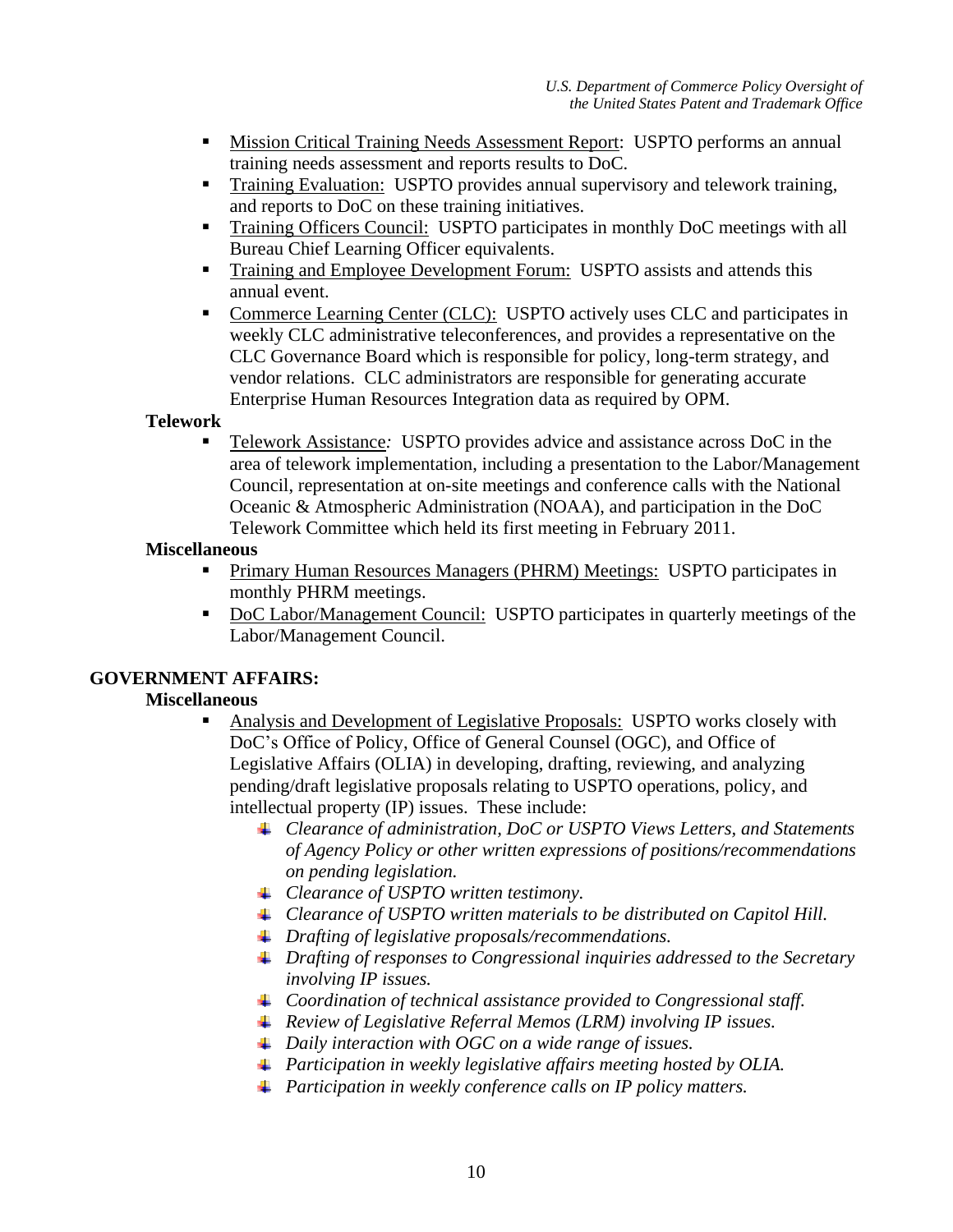- Mission Critical Training Needs Assessment Report: USPTO performs an annual training needs assessment and reports results to DoC.
- Training Evaluation: USPTO provides annual supervisory and telework training, and reports to DoC on these training initiatives.
- Training Officers Council: USPTO participates in monthly DoC meetings with all Bureau Chief Learning Officer equivalents.
- Training and Employee Development Forum: USPTO assists and attends this annual event.
- Commerce Learning Center (CLC): USPTO actively uses CLC and participates in weekly CLC administrative teleconferences, and provides a representative on the CLC Governance Board which is responsible for policy, long-term strategy, and vendor relations. CLC administrators are responsible for generating accurate Enterprise Human Resources Integration data as required by OPM.

**Telework**

- Telework Assistance*:* USPTO provides advice and assistance across DoC in the area of telework implementation, including a presentation to the Labor/Management Council, representation at on-site meetings and conference calls with the National Oceanic & Atmospheric Administration (NOAA), and participation in the DoC Telework Committee which held its first meeting in February 2011.

**Miscellaneous**

- Primary Human Resources Managers (PHRM) Meetings: USPTO participates in monthly PHRM meetings.
- DoC Labor/Management Council: USPTO participates in quarterly meetings of the Labor/Management Council.

**GOVERNMENT AFFAIRS:**

**Miscellaneous**

- Analysis and Development of Legislative Proposals: USPTO works closely with DoC's Office of Policy, Office of General Counsel (OGC), and Office of Legislative Affairs (OLIA) in developing, drafting, reviewing, and analyzing pending/draft legislative proposals relating to USPTO operations, policy, and intellectual property (IP) issues. These include:
  - *Clearance of administration, DoC or USPTO Views Letters, and Statements of Agency Policy or other written expressions of positions/recommendations on pending legislation.*
  - *Clearance of USPTO written testimony.*
  - *Clearance of USPTO written materials to be distributed on Capitol Hill.*
  - *Drafting of legislative proposals/recommendations.*
  - *Drafting of responses to Congressional inquiries addressed to the Secretary involving IP issues.*
  - *Coordination of technical assistance provided to Congressional staff.*
  - *Review of Legislative Referral Memos (LRM) involving IP issues.*
  - *Daily interaction with OGC on a wide range of issues.*
  - *Participation in weekly legislative affairs meeting hosted by OLIA.*
  - *Participation in weekly conference calls on IP policy matters.*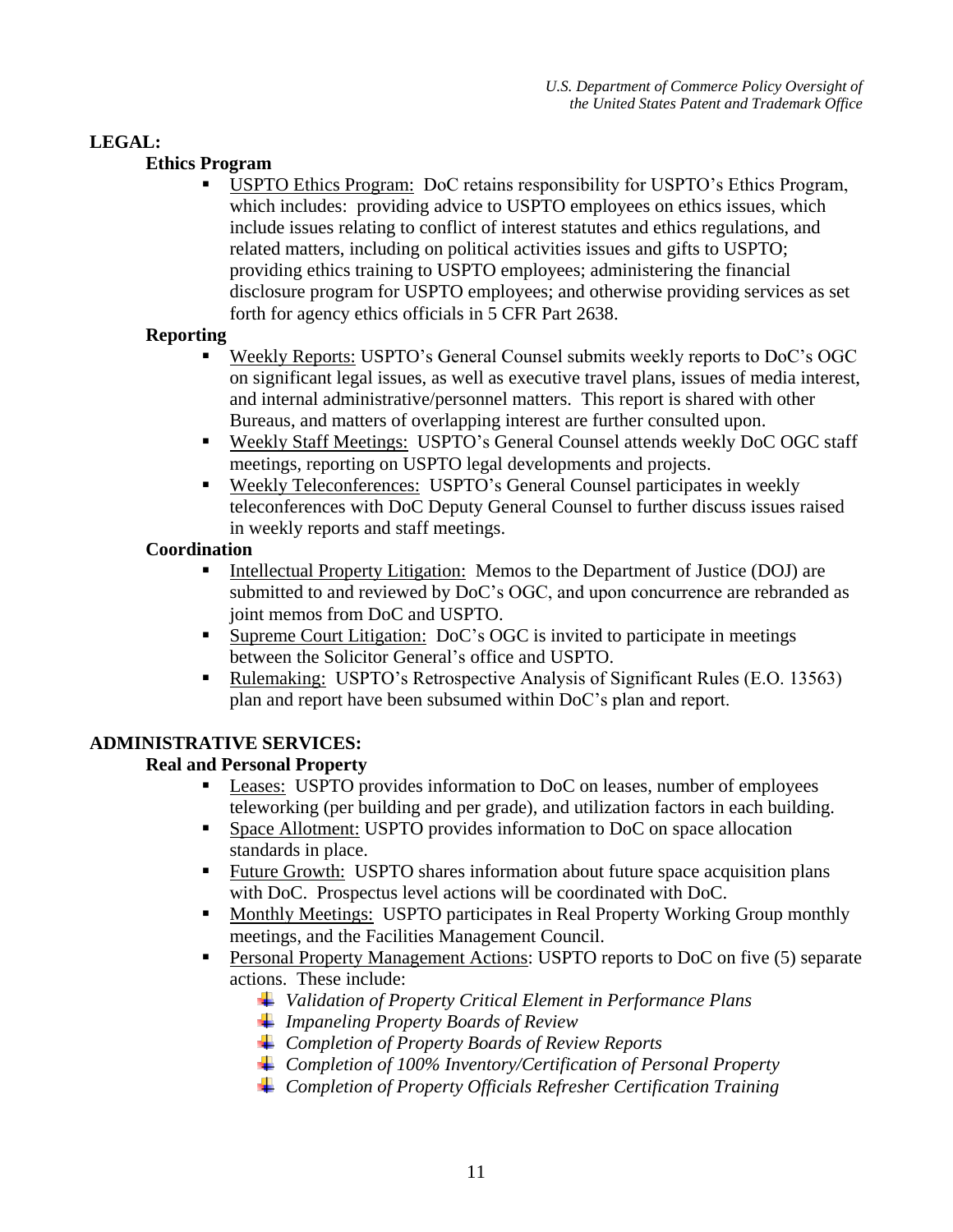## LEGAL:

### Ethics Program

- USPTO Ethics Program: DoC retains responsibility for USPTO's Ethics Program, which includes: providing advice to USPTO employees on ethics issues, which include issues relating to conflict of interest statutes and ethics regulations, and related matters, including on political activities issues and gifts to USPTO; providing ethics training to USPTO employees; administering the financial disclosure program for USPTO employees; and otherwise providing services as set forth for agency ethics officials in 5 CFR Part 2638.

### Reporting

- Weekly Reports: USPTO's General Counsel submits weekly reports to DoC's OGC on significant legal issues, as well as executive travel plans, issues of media interest, and internal administrative/personnel matters. This report is shared with other Bureaus, and matters of overlapping interest are further consulted upon.
- Weekly Staff Meetings: USPTO's General Counsel attends weekly DoC OGC staff meetings, reporting on USPTO legal developments and projects.
- Weekly Teleconferences: USPTO's General Counsel participates in weekly teleconferences with DoC Deputy General Counsel to further discuss issues raised in weekly reports and staff meetings.

### Coordination

- Intellectual Property Litigation: Memos to the Department of Justice (DOJ) are submitted to and reviewed by DoC's OGC, and upon concurrence are rebranded as joint memos from DoC and USPTO.
- Supreme Court Litigation: DoC's OGC is invited to participate in meetings between the Solicitor General's office and USPTO.
- Rulemaking: USPTO's Retrospective Analysis of Significant Rules (E.O. 13563) plan and report have been subsumed within DoC's plan and report.

## ADMINISTRATIVE SERVICES:

### Real and Personal Property

- Leases: USPTO provides information to DoC on leases, number of employees teleworking (per building and per grade), and utilization factors in each building.
- Space Allotment: USPTO provides information to DoC on space allocation standards in place.
- Future Growth: USPTO shares information about future space acquisition plans with DoC. Prospectus level actions will be coordinated with DoC.
- Monthly Meetings: USPTO participates in Real Property Working Group monthly meetings, and the Facilities Management Council.
- Personal Property Management Actions: USPTO reports to DoC on five (5) separate actions. These include:
  - *Validation of Property Critical Element in Performance Plans*
  - *Impaneling Property Boards of Review*
  - *Completion of Property Boards of Review Reports*
  - *Completion of 100% Inventory/Certification of Personal Property*
  - *Completion of Property Officials Refresher Certification Training*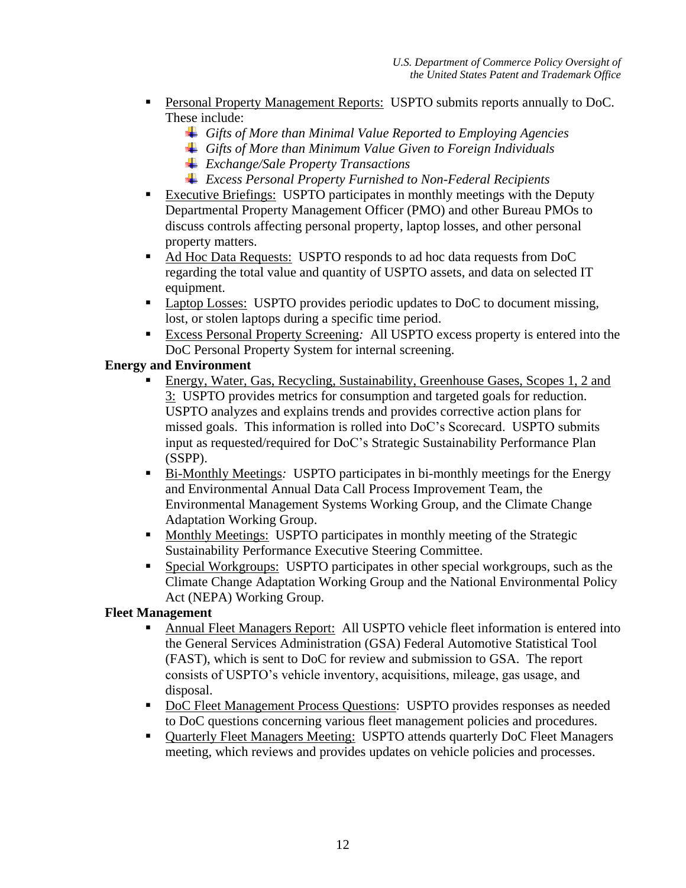- Personal Property Management Reports: USPTO submits reports annually to DoC. These include:
  - *Gifts of More than Minimal Value Reported to Employing Agencies*
  - *Gifts of More than Minimum Value Given to Foreign Individuals*
  - *Exchange/Sale Property Transactions*
  - *Excess Personal Property Furnished to Non-Federal Recipients*
- Executive Briefings: USPTO participates in monthly meetings with the Deputy Departmental Property Management Officer (PMO) and other Bureau PMOs to discuss controls affecting personal property, laptop losses, and other personal property matters.
- Ad Hoc Data Requests: USPTO responds to ad hoc data requests from DoC regarding the total value and quantity of USPTO assets, and data on selected IT equipment.
- Laptop Losses: USPTO provides periodic updates to DoC to document missing, lost, or stolen laptops during a specific time period.
- Excess Personal Property Screening*:* All USPTO excess property is entered into the DoC Personal Property System for internal screening.

**Energy and Environment**

- Energy, Water, Gas, Recycling, Sustainability, Greenhouse Gases, Scopes 1, 2 and 3: USPTO provides metrics for consumption and targeted goals for reduction. USPTO analyzes and explains trends and provides corrective action plans for missed goals. This information is rolled into DoC's Scorecard. USPTO submits input as requested/required for DoC's Strategic Sustainability Performance Plan (SSPP).
- Bi-Monthly Meetings*:* USPTO participates in bi-monthly meetings for the Energy and Environmental Annual Data Call Process Improvement Team, the Environmental Management Systems Working Group, and the Climate Change Adaptation Working Group.
- Monthly Meetings: USPTO participates in monthly meeting of the Strategic Sustainability Performance Executive Steering Committee.
- Special Workgroups: USPTO participates in other special workgroups, such as the Climate Change Adaptation Working Group and the National Environmental Policy Act (NEPA) Working Group.

**Fleet Management**

- Annual Fleet Managers Report: All USPTO vehicle fleet information is entered into the General Services Administration (GSA) Federal Automotive Statistical Tool (FAST), which is sent to DoC for review and submission to GSA. The report consists of USPTO's vehicle inventory, acquisitions, mileage, gas usage, and disposal.
- DoC Fleet Management Process Questions: USPTO provides responses as needed to DoC questions concerning various fleet management policies and procedures.
- Quarterly Fleet Managers Meeting: USPTO attends quarterly DoC Fleet Managers meeting, which reviews and provides updates on vehicle policies and processes.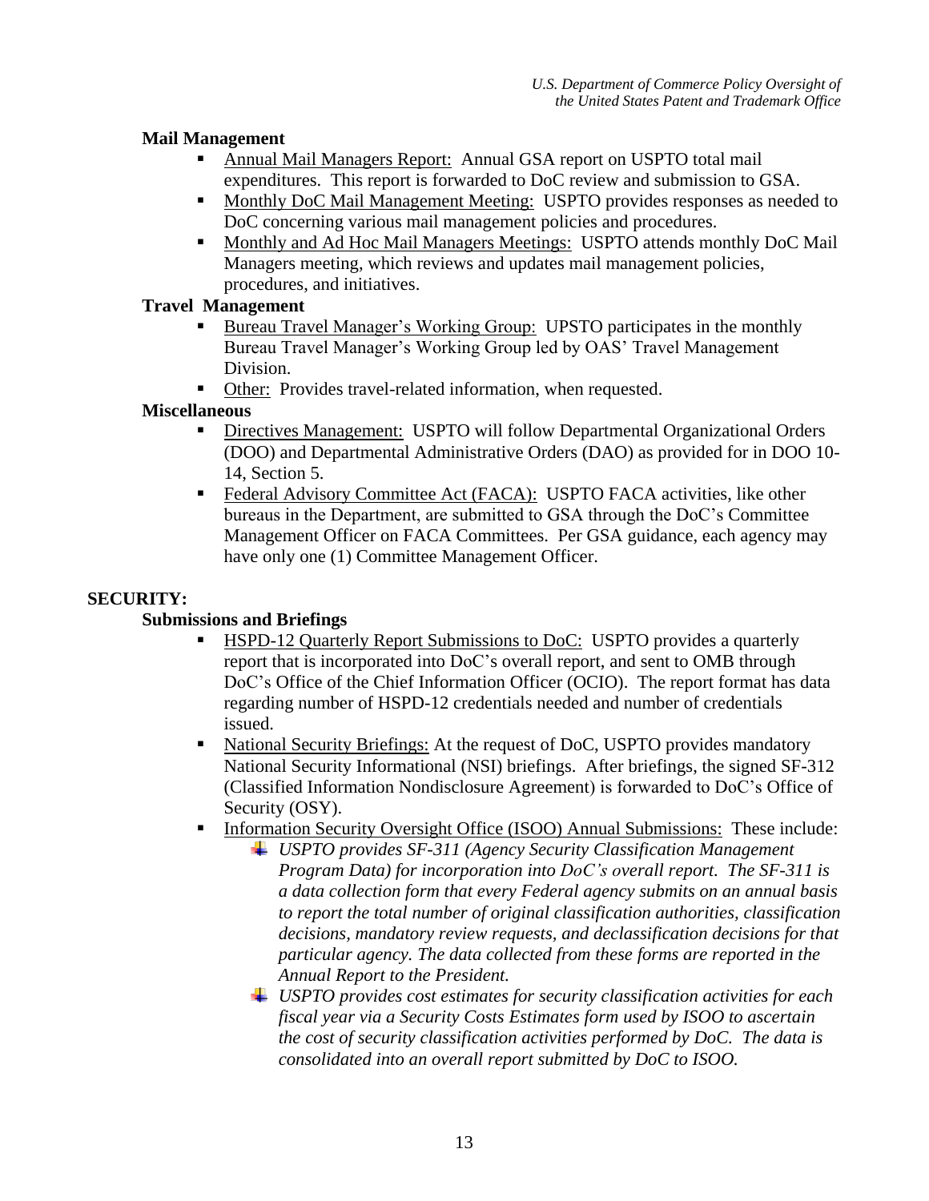**Mail Management**

- Annual Mail Managers Report: Annual GSA report on USPTO total mail expenditures. This report is forwarded to DoC review and submission to GSA.
- Monthly DoC Mail Management Meeting: USPTO provides responses as needed to DoC concerning various mail management policies and procedures.
- Monthly and Ad Hoc Mail Managers Meetings: USPTO attends monthly DoC Mail Managers meeting, which reviews and updates mail management policies, procedures, and initiatives.

**Travel Management**

- Bureau Travel Manager's Working Group: UPSTO participates in the monthly Bureau Travel Manager's Working Group led by OAS' Travel Management Division.
- Other: Provides travel-related information, when requested.

**Miscellaneous**

- Directives Management: USPTO will follow Departmental Organizational Orders (DOO) and Departmental Administrative Orders (DAO) as provided for in DOO 10-14, Section 5.
- Federal Advisory Committee Act (FACA): USPTO FACA activities, like other bureaus in the Department, are submitted to GSA through the DoC's Committee Management Officer on FACA Committees. Per GSA guidance, each agency may have only one (1) Committee Management Officer.

## SECURITY:

**Submissions and Briefings**

- HSPD-12 Quarterly Report Submissions to DoC: USPTO provides a quarterly report that is incorporated into DoC's overall report, and sent to OMB through DoC's Office of the Chief Information Officer (OCIO). The report format has data regarding number of HSPD-12 credentials needed and number of credentials issued.
- National Security Briefings: At the request of DoC, USPTO provides mandatory National Security Informational (NSI) briefings. After briefings, the signed SF-312 (Classified Information Nondisclosure Agreement) is forwarded to DoC's Office of Security (OSY).
- Information Security Oversight Office (ISOO) Annual Submissions: These include:
  - *USPTO provides SF-311 (Agency Security Classification Management Program Data) for incorporation into DoC's overall report. The SF-311 is a data collection form that every Federal agency submits on an annual basis to report the total number of original classification authorities, classification decisions, mandatory review requests, and declassification decisions for that particular agency. The data collected from these forms are reported in the Annual Report to the President.*
  - *USPTO provides cost estimates for security classification activities for each fiscal year via a Security Costs Estimates form used by ISOO to ascertain the cost of security classification activities performed by DoC. The data is consolidated into an overall report submitted by DoC to ISOO.*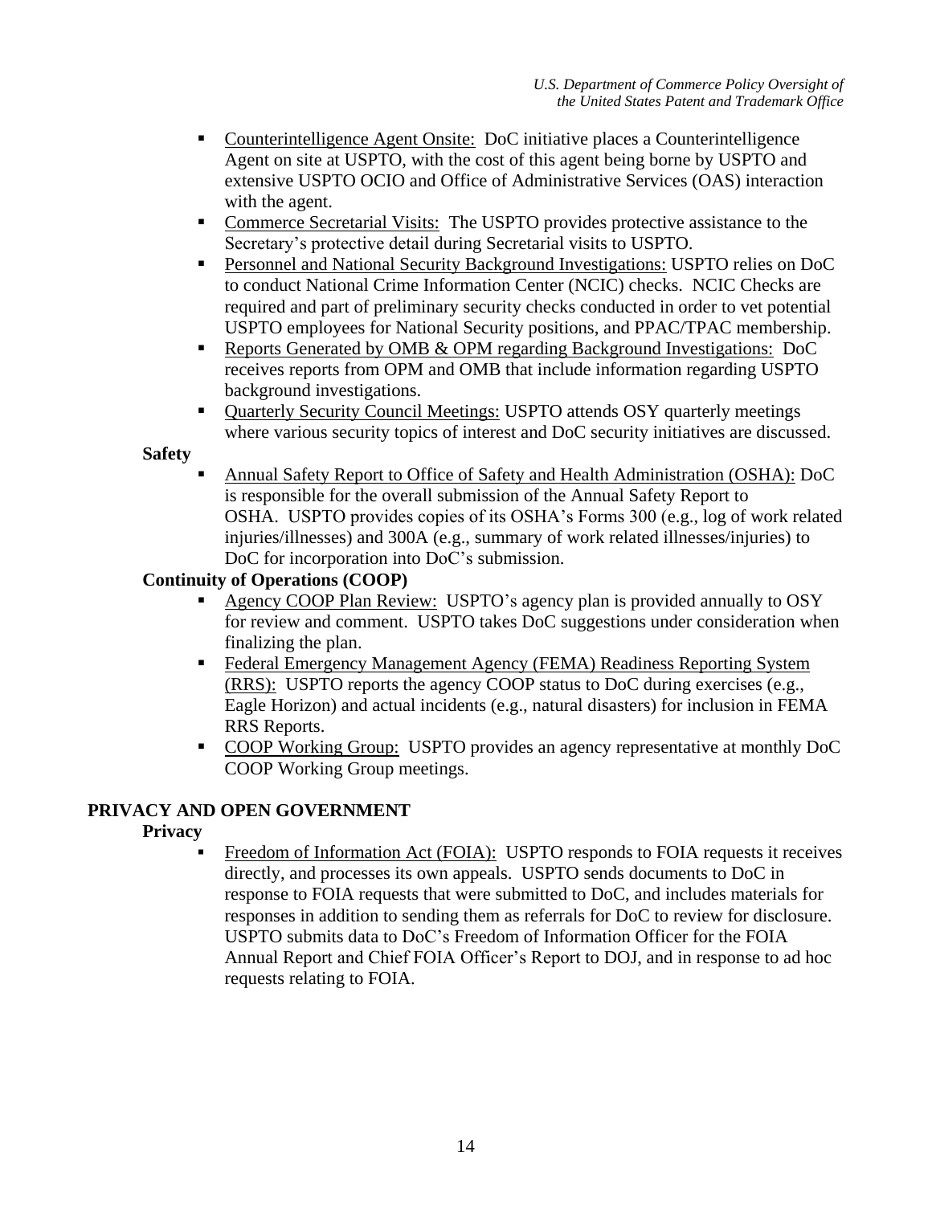- Counterintelligence Agent Onsite: DoC initiative places a Counterintelligence Agent on site at USPTO, with the cost of this agent being borne by USPTO and extensive USPTO OCIO and Office of Administrative Services (OAS) interaction with the agent.
- Commerce Secretarial Visits: The USPTO provides protective assistance to the Secretary's protective detail during Secretarial visits to USPTO.
- Personnel and National Security Background Investigations: USPTO relies on DoC to conduct National Crime Information Center (NCIC) checks. NCIC Checks are required and part of preliminary security checks conducted in order to vet potential USPTO employees for National Security positions, and PPAC/TPAC membership.
- Reports Generated by OMB & OPM regarding Background Investigations: DoC receives reports from OPM and OMB that include information regarding USPTO background investigations.
- Quarterly Security Council Meetings: USPTO attends OSY quarterly meetings where various security topics of interest and DoC security initiatives are discussed.

**Safety**

- Annual Safety Report to Office of Safety and Health Administration (OSHA): DoC is responsible for the overall submission of the Annual Safety Report to OSHA. USPTO provides copies of its OSHA's Forms 300 (e.g., log of work related injuries/illnesses) and 300A (e.g., summary of work related illnesses/injuries) to DoC for incorporation into DoC's submission.

**Continuity of Operations (COOP)**

- Agency COOP Plan Review: USPTO's agency plan is provided annually to OSY for review and comment. USPTO takes DoC suggestions under consideration when finalizing the plan.
- Federal Emergency Management Agency (FEMA) Readiness Reporting System (RRS): USPTO reports the agency COOP status to DoC during exercises (e.g., Eagle Horizon) and actual incidents (e.g., natural disasters) for inclusion in FEMA RRS Reports.
- COOP Working Group: USPTO provides an agency representative at monthly DoC COOP Working Group meetings.

## PRIVACY AND OPEN GOVERNMENT

**Privacy**

- Freedom of Information Act (FOIA): USPTO responds to FOIA requests it receives directly, and processes its own appeals. USPTO sends documents to DoC in response to FOIA requests that were submitted to DoC, and includes materials for responses in addition to sending them as referrals for DoC to review for disclosure. USPTO submits data to DoC's Freedom of Information Officer for the FOIA Annual Report and Chief FOIA Officer's Report to DOJ, and in response to ad hoc requests relating to FOIA.